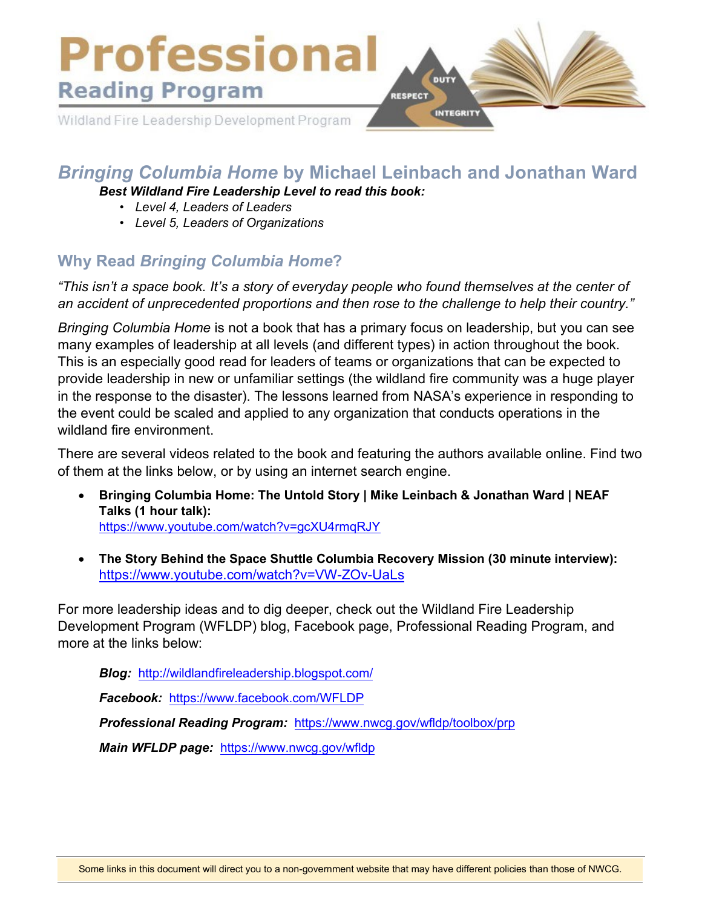# Professional Reading Program

Wildland Fire Leadership Development Program

DUTY RESPECT INTEGRITY

## *Bringing Columbia Home* by Michael Leinbach and Jonathan Ward

***Best Wildland Fire Leadership Level to read this book:***

- *Level 4, Leaders of Leaders*
- *Level 5, Leaders of Organizations*

### Why Read *Bringing Columbia Home*?

*"This isn't a space book. It's a story of everyday people who found themselves at the center of an accident of unprecedented proportions and then rose to the challenge to help their country."*

*Bringing Columbia Home* is not a book that has a primary focus on leadership, but you can see many examples of leadership at all levels (and different types) in action throughout the book. This is an especially good read for leaders of teams or organizations that can be expected to provide leadership in new or unfamiliar settings (the wildland fire community was a huge player in the response to the disaster). The lessons learned from NASA's experience in responding to the event could be scaled and applied to any organization that conducts operations in the wildland fire environment.

There are several videos related to the book and featuring the authors available online. Find two of them at the links below, or by using an internet search engine.

- **Bringing Columbia Home: The Untold Story | Mike Leinbach & Jonathan Ward | NEAF Talks (1 hour talk):** https://www.youtube.com/watch?v=gcXU4rmqRJY
- **The Story Behind the Space Shuttle Columbia Recovery Mission (30 minute interview):** https://www.youtube.com/watch?v=VW-ZOv-UaLs

For more leadership ideas and to dig deeper, check out the Wildland Fire Leadership Development Program (WFLDP) blog, Facebook page, Professional Reading Program, and more at the links below:

***Blog:*** http://wildlandfireleadership.blogspot.com/

***Facebook:*** https://www.facebook.com/WFLDP

***Professional Reading Program:*** https://www.nwcg.gov/wfldp/toolbox/prp

***Main WFLDP page:*** https://www.nwcg.gov/wfldp

Some links in this document will direct you to a non-government website that may have different policies than those of NWCG.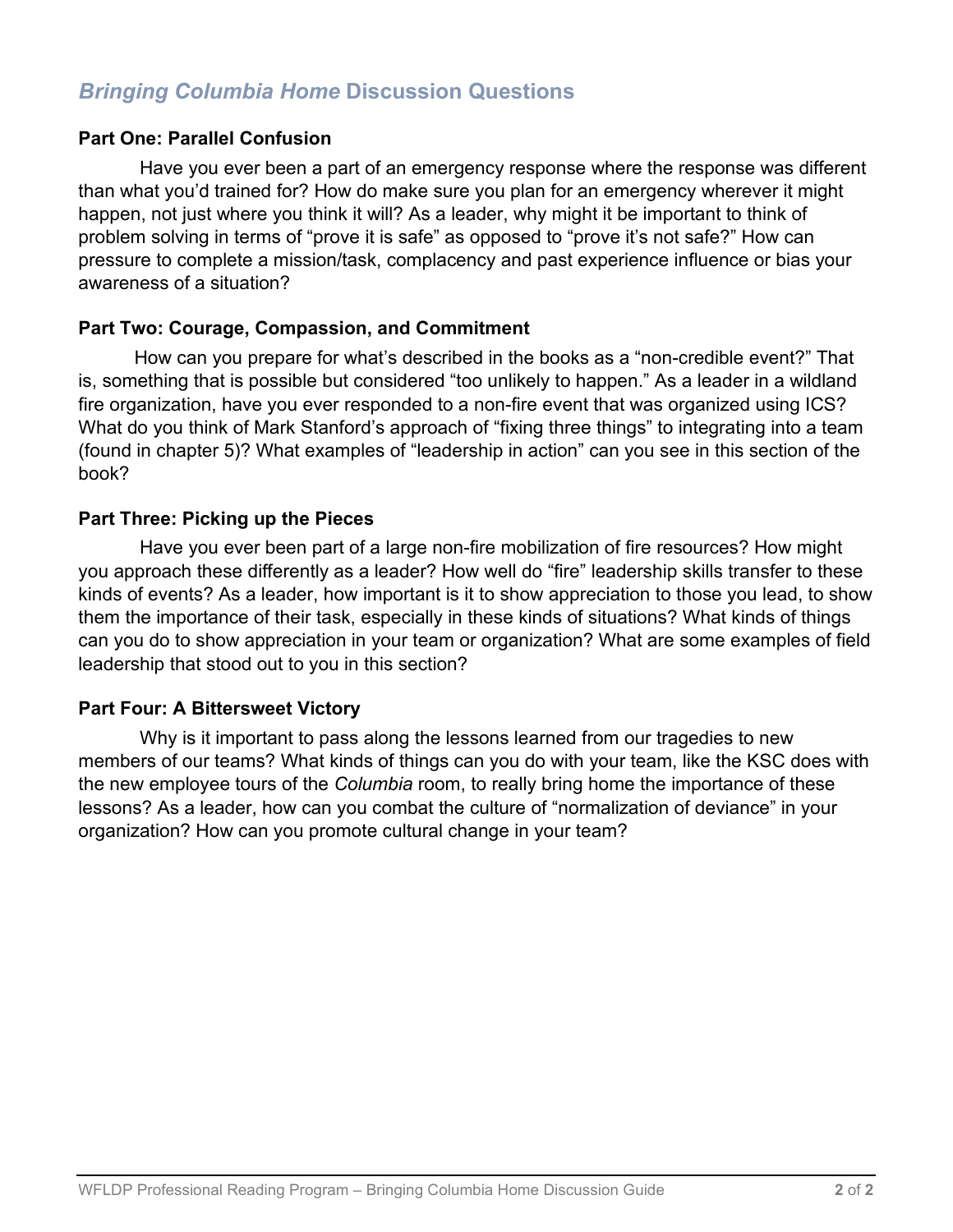## *Bringing Columbia Home* Discussion Questions

### Part One: Parallel Confusion

Have you ever been a part of an emergency response where the response was different than what you'd trained for? How do make sure you plan for an emergency wherever it might happen, not just where you think it will? As a leader, why might it be important to think of problem solving in terms of "prove it is safe" as opposed to "prove it's not safe?" How can pressure to complete a mission/task, complacency and past experience influence or bias your awareness of a situation?

### Part Two: Courage, Compassion, and Commitment

How can you prepare for what's described in the books as a "non-credible event?" That is, something that is possible but considered "too unlikely to happen." As a leader in a wildland fire organization, have you ever responded to a non-fire event that was organized using ICS? What do you think of Mark Stanford's approach of "fixing three things" to integrating into a team (found in chapter 5)? What examples of "leadership in action" can you see in this section of the book?

### Part Three: Picking up the Pieces

Have you ever been part of a large non-fire mobilization of fire resources? How might you approach these differently as a leader? How well do "fire" leadership skills transfer to these kinds of events? As a leader, how important is it to show appreciation to those you lead, to show them the importance of their task, especially in these kinds of situations? What kinds of things can you do to show appreciation in your team or organization? What are some examples of field leadership that stood out to you in this section?

### Part Four: A Bittersweet Victory

Why is it important to pass along the lessons learned from our tragedies to new members of our teams? What kinds of things can you do with your team, like the KSC does with the new employee tours of the *Columbia* room, to really bring home the importance of these lessons? As a leader, how can you combat the culture of "normalization of deviance" in your organization? How can you promote cultural change in your team?